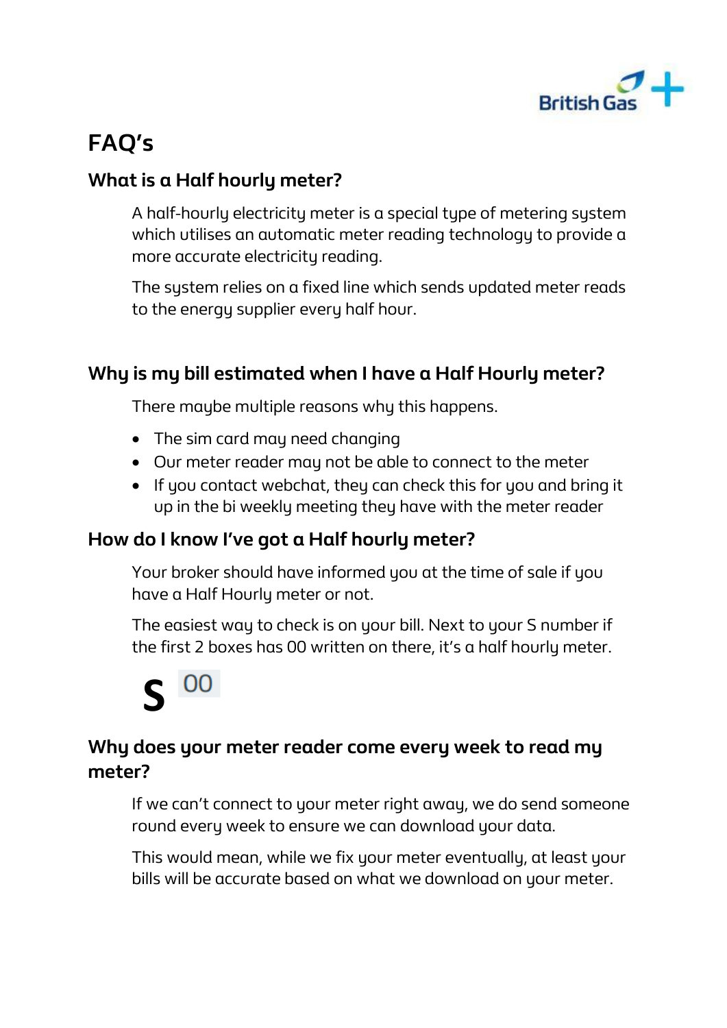# FAQ's

## What is a Half hourly meter?

A half-hourly electricity meter is a special type of metering system which utilises an automatic meter reading technology to provide a more accurate electricity reading.

The system relies on a fixed line which sends updated meter reads to the energy supplier every half hour.

## Why is my bill estimated when I have a Half Hourly meter?

There maybe multiple reasons why this happens.

- The sim card may need changing
- Our meter reader may not be able to connect to the meter
- If you contact webchat, they can check this for you and bring it up in the bi weekly meeting they have with the meter reader

## How do I know I've got a Half hourly meter?

Your broker should have informed you at the time of sale if you have a Half Hourly meter or not.

The easiest way to check is on your bill. Next to your S number if the first 2 boxes has 00 written on there, it's a half hourly meter.

**S** 00

## Why does your meter reader come every week to read my meter?

If we can't connect to your meter right away, we do send someone round every week to ensure we can download your data.

This would mean, while we fix your meter eventually, at least your bills will be accurate based on what we download on your meter.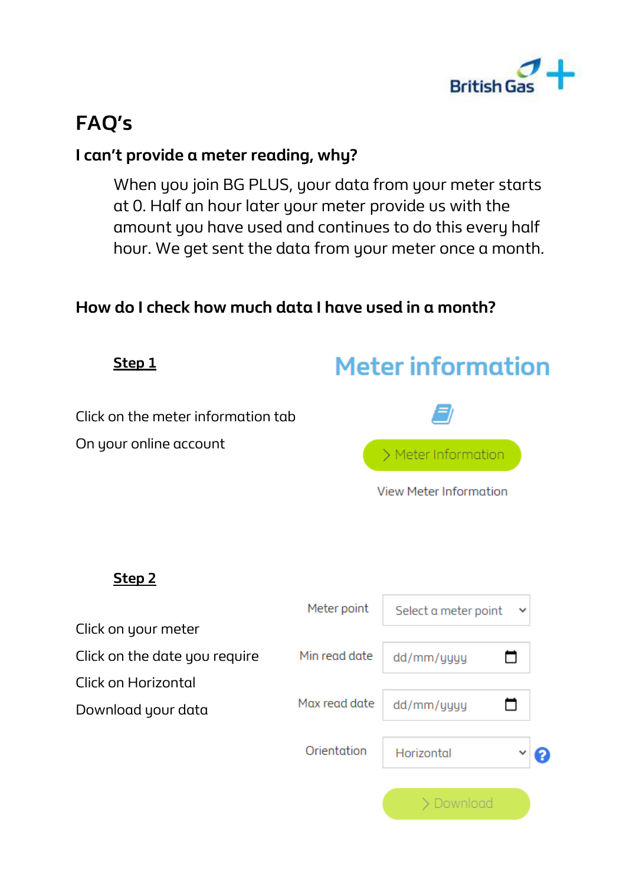# FAQ's

## I can't provide a meter reading, why?

When you join BG PLUS, your data from your meter starts at 0. Half an hour later your meter provide us with the amount you used and continues to do this every half hour. We get sent the data from your meter once a month.

## How do I check how much data I have used in a month?

**Step 1**

Click on the meter information tab

On your online account

Meter information

Meter Information

View Meter Information

**Step 2**

Click on your meter

Click on the date you require

Click on Horizontal

Download your data

Meter point: Select a meter point

Min read date: dd/mm/yyyy

Max read date: dd/mm/yyyy

Orientation: Horizontal

Download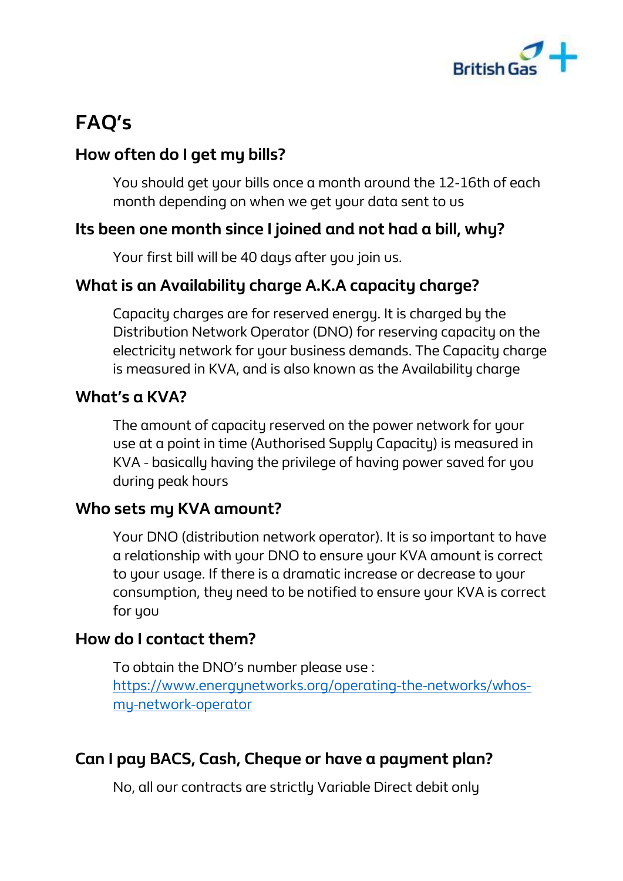# FAQ's

## How often do I get my bills?

You should get your bills once a month around the 12-16th of each month depending on when we get your data sent to us

## Its been one month since I joined and not had a bill, why?

Your first bill will be 40 days after you join us.

## What is an Availability charge A.K.A capacity charge?

Capacity charges are for reserved energy. It is charged by the Distribution Network Operator (DNO) for reserving capacity on the electricity network for your business demands. The Capacity charge is measured in KVA, and is also known as the Availability charge

## What's a KVA?

The amount of capacity reserved on the power network for your use at a point in time (Authorised Supply Capacity) is measured in KVA - basically having the privilege of having power saved for you during peak hours

## Who sets my KVA amount?

Your DNO (distribution network operator). It is so important to have a relationship with your DNO to ensure your KVA amount is correct to your usage. If there is a dramatic increase or decrease to your consumption, they need to be notified to ensure your KVA is correct for you

## How do I contact them?

To obtain the DNO's number please use : [https://www.energynetworks.org/operating-the-networks/whos-my-network-operator](https://www.energynetworks.org/operating-the-networks/whos-my-network-operator)

## Can I pay BACS, Cash, Cheque or have a payment plan?

No, all our contracts are strictly Variable Direct debit only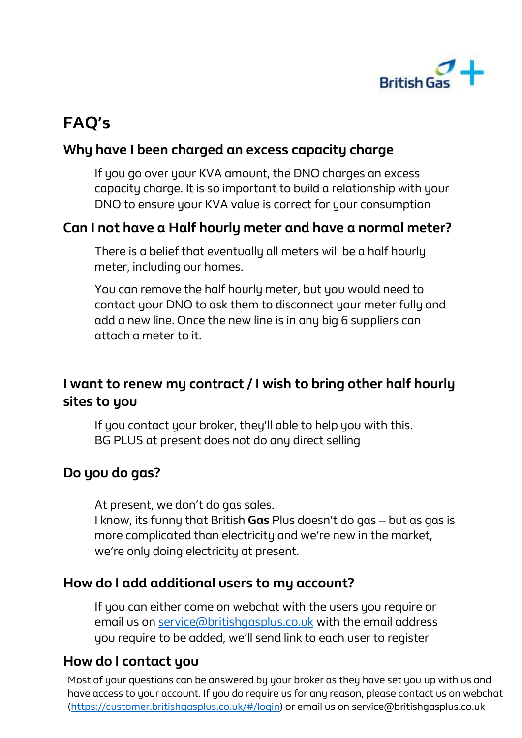# FAQ's

## Why have I been charged an excess capacity charge

If you go over your KVA amount, the DNO charges an excess capacity charge. It is so important to build a relationship with your DNO to ensure your KVA value is correct for your consumption

## Can I not have a Half hourly meter and have a normal meter?

There is a belief that eventually all meters will be a half hourly meter, including our homes.

You can remove the half hourly meter, but you would need to contact your DNO to ask them to disconnect your meter fully and add a new line. Once the new line is in any big 6 suppliers can attach a meter to it.

## I want to renew my contract / I wish to bring other half hourly sites to you

If you contact your broker, they'll able to help you with this. BG PLUS at present does not do any direct selling

## Do you do gas?

At present, we don't do gas sales.
I know, its funny that British **Gas** Plus doesn't do gas – but as gas is more complicated than electricity and we're new in the market, we're only doing electricity at present.

## How do I add additional users to my account?

If you can either come on webchat with the users you require or email us on [service@britishgasplus.co.uk](mailto:service@britishgasplus.co.uk) with the email address you require to be added, we'll send link to each user to register

## How do I contact you

Most of your questions can be answered by your broker as they have set you up with us and have access to your account. If you do require us for any reason, please contact us on webchat ([https://customer.britishgasplus.co.uk/#/login](https://customer.britishgasplus.co.uk/#/login)) or email us on service@britishgasplus.co.uk